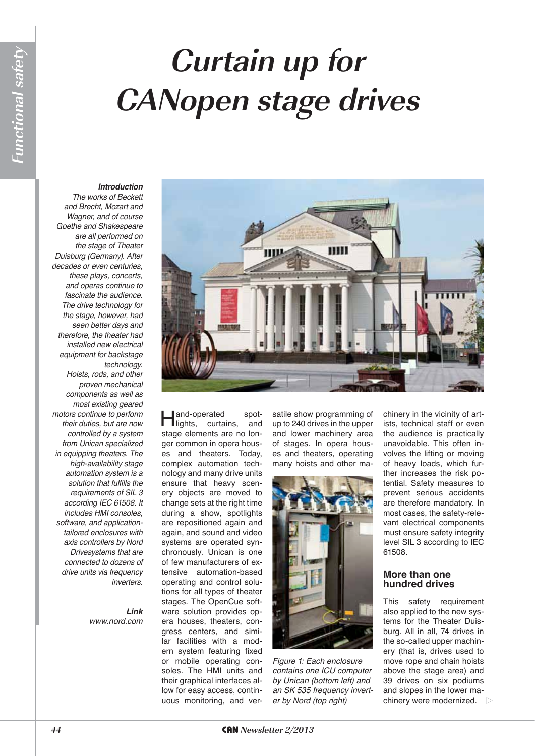# Curtain up for CANopen stage drives

**Introduction**

*The works of Beckett and Brecht, Mozart and Wagner, and of course Goethe and Shakespeare are all performed on the stage of Theater Duisburg (Germany). After decades or even centuries, these plays, concerts, and operas continue to fascinate the audience. The drive technology for the stage, however, had seen better days and therefore, the theater had installed new electrical equipment for backstage technology. Hoists, rods, and other proven mechanical components as well as most existing geared motors continue to perform their duties, but are now controlled by a system from Unican specialized in equipping theaters. The high-availability stage automation system is a solution that fulfills the requirements of SIL 3 according IEC 61508. It includes HMI consoles, software, and application-tailored enclosures with axis controllers by Nord Drivesystems that are connected to dozens of drive units via frequency inverters.*

**Link**

*www.nord.com*

Hand-operated spotlights, curtains, and stage elements are no longer common in opera houses and theaters. Today, complex automation technology and many drive units ensure that heavy scenery objects are moved to change sets at the right time during a show, spotlights are repositioned again and again, and sound and video systems are operated synchronously. Unican is one of few manufacturers of extensive automation-based operating and control solutions for all types of theater stages. The OpenCue software solution provides opera houses, theaters, congress centers, and similar facilities with a modern system featuring fixed or mobile operating consoles. The HMI units and their graphical interfaces allow for easy access, continuous monitoring, and versatile show programming of up to 240 drives in the upper and lower machinery area of stages. In opera houses and theaters, operating many hoists and other machinery in the vicinity of artists, technical staff or even the audience is practically unavoidable. This often involves the lifting or moving of heavy loads, which further increases the risk potential. Safety measures to prevent serious accidents are therefore mandatory. In most cases, the safety-relevant electrical components must ensure safety integrity level SIL 3 according to IEC 61508.

*Figure 1: Each enclosure contains one ICU computer by Unican (bottom left) and an SK 535 frequency inverter by Nord (top right)*

## More than one hundred drives

This safety requirement also applied to the new systems for the Theater Duisburg. All in all, 74 drives in the so-called upper machinery (that is, drives used to move rope and chain hoists above the stage area) and 39 drives on six podiums and slopes in the lower machinery were modernized.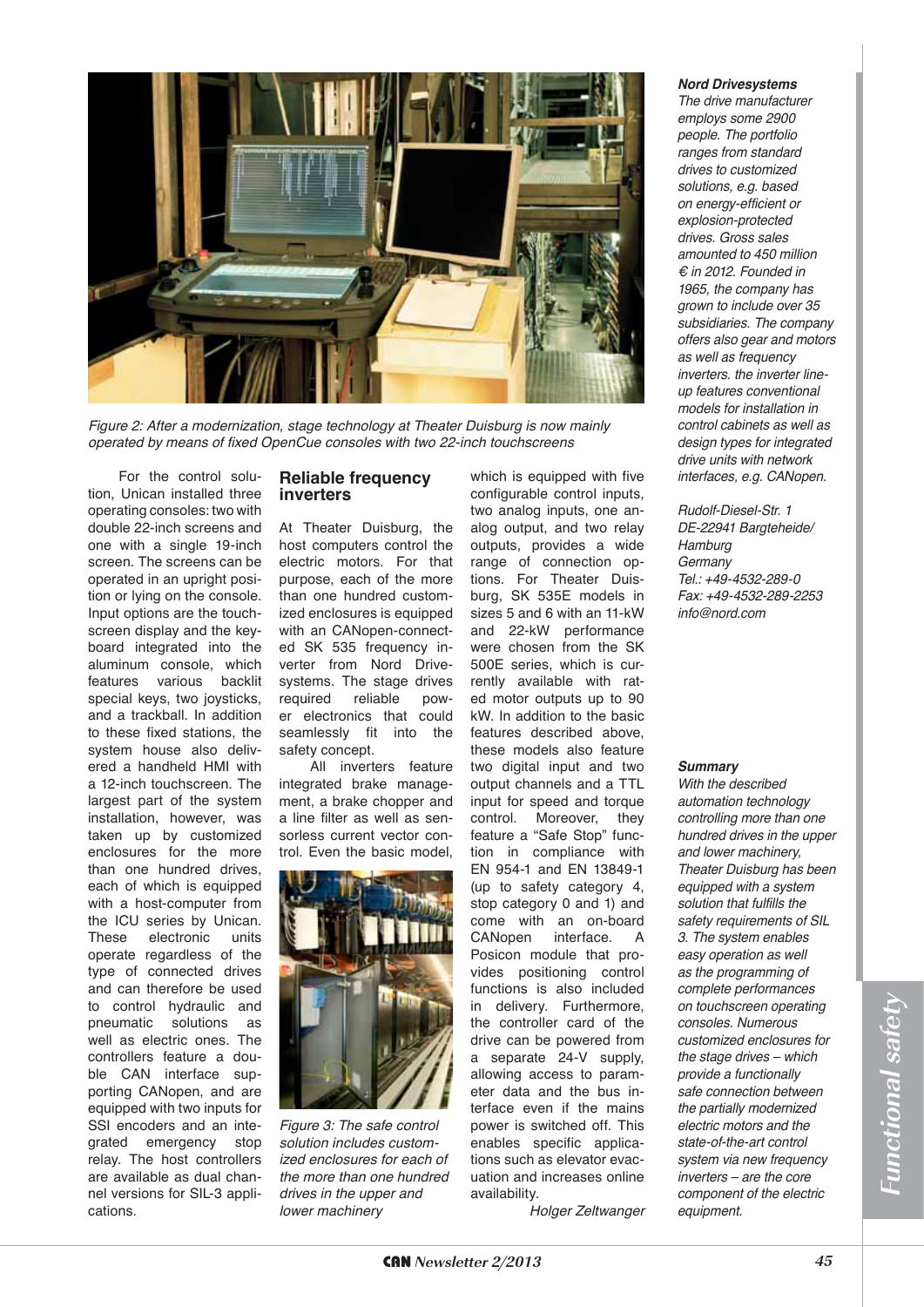Figure 2: After a modernization, stage technology at Theater Duisburg is now mainly operated by means of fixed OpenCue consoles with two 22-inch touchscreens

For the control solution, Unican installed three operating consoles: two with double 22-inch screens and one with a single 19-inch screen. The screens can be operated in an upright position or lying on the console. Input options are the touchscreen display and the keyboard integrated into the aluminum console, which features various backlit special keys, two joysticks, and a trackball. In addition to these fixed stations, the system house also delivered a handheld HMI with a 12-inch touchscreen. The largest part of the system installation, however, was taken up by customized enclosures for the more than one hundred drives, each of which is equipped with a host-computer from the ICU series by Unican. These electronic units operate regardless of the type of connected drives and can therefore be used to control hydraulic and pneumatic solutions as well as electric ones. The controllers feature a double CAN interface supporting CANopen, and are equipped with two inputs for SSI encoders and an integrated emergency stop relay. The host controllers are available as dual channel versions for SIL-3 applications.

## Reliable frequency inverters

At Theater Duisburg, the host computers control the electric motors. For that purpose, each of the more than one hundred customized enclosures is equipped with an CANopen-connected SK 535 frequency inverter from Nord Drivesystems. The stage drives required reliable power electronics that could seamlessly fit into the safety concept.

All inverters feature integrated brake management, a brake chopper and a line filter as well as sensorless current vector control. Even the basic model, which is equipped with five configurable control inputs, two analog inputs, one analog output, and two relay outputs, provides a wide range of connection options. For Theater Duisburg, SK 535E models in sizes 5 and 6 with an 11-kW and 22-kW performance were chosen from the SK 500E series, which is currently available with rated motor outputs up to 90 kW. In addition to the basic features described above, these models also feature two digital input and two output channels and a TTL input for speed and torque control. Moreover, they feature a "Safe Stop" function in compliance with EN 954-1 and EN 13849-1 (up to safety category 4, stop category 0 and 1) and come with an on-board CANopen interface. A Posicon module that provides positioning control functions is also included in delivery. Furthermore, the controller card of the drive can be powered from a separate 24-V supply, allowing access to parameter data and the bus interface even if the mains power is switched off. This enables specific applications such as elevator evacuation and increases online availability.

Holger Zeltwanger

Figure 3: The safe control solution includes customized enclosures for each of the more than one hundred drives in the upper and lower machinery

***Nord Drivesystems***

*The drive manufacturer employs some 2900 people. The portfolio ranges from standard drives to customized solutions, e.g. based on energy-efficient or explosion-protected drives. Gross sales amounted to 450 million € in 2012. Founded in 1965, the company has grown to include over 35 subsidiaries. The company offers also gear and motors as well as frequency inverters. the inverter line-up features conventional models for installation in control cabinets as well as design types for integrated drive units with network interfaces, e.g. CANopen.*

*Rudolf-Diesel-Str. 1*
*DE-22941 Bargteheide/ Hamburg*
*Germany*
*Tel.: +49-4532-289-0*
*Fax: +49-4532-289-2253*
*info@nord.com*

***Summary***

*With the described automation technology controlling more than one hundred drives in the upper and lower machinery, Theater Duisburg has been equipped with a system solution that fulfills the safety requirements of SIL 3. The system enables easy operation as well as the programming of complete performances on touchscreen operating consoles. Numerous customized enclosures for the stage drives – which provide a functionally safe connection between the partially modernized electric motors and the state-of-the-art control system via new frequency inverters – are the core component of the electric equipment.*